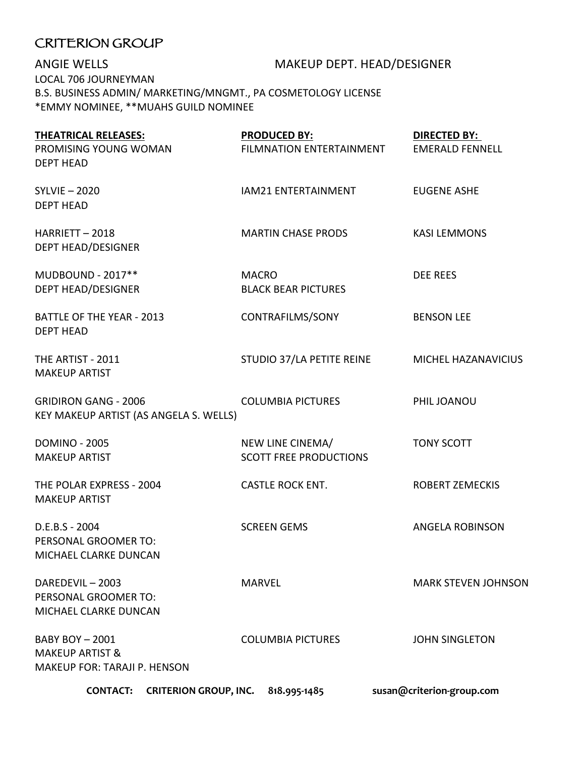# CRITERION GROUP

ANGIE WELLS — MAKEUP DEPT. HEAD/DESIGNER

LOCAL 706 JOURNEYMAN

B.S. BUSINESS ADMIN/ MARKETING/MNGMT., PA COSMETOLOGY LICENSE

*EMMY NOMINEE, **MUAHS GUILD NOMINEE

| **THEATRICAL RELEASES:** | **PRODUCED BY:** | **DIRECTED BY:** |
| --- | --- | --- |
| PROMISING YOUNG WOMAN<br>DEPT HEAD | FILMNATION ENTERTAINMENT | EMERALD FENNELL |
| SYLVIE – 2020<br>DEPT HEAD | IAM21 ENTERTAINMENT | EUGENE ASHE |
| HARRIETT – 2018<br>DEPT HEAD/DESIGNER | MARTIN CHASE PRODS | KASI LEMMONS |
| MUDBOUND - 2017**<br>DEPT HEAD/DESIGNER | MACRO<br>BLACK BEAR PICTURES | DEE REES |
| BATTLE OF THE YEAR - 2013<br>DEPT HEAD | CONTRAFILMS/SONY | BENSON LEE |
| THE ARTIST - 2011<br>MAKEUP ARTIST | STUDIO 37/LA PETITE REINE | MICHEL HAZANAVICIUS |
| GRIDIRON GANG - 2006<br>KEY MAKEUP ARTIST (AS ANGELA S. WELLS) | COLUMBIA PICTURES | PHIL JOANOU |
| DOMINO - 2005<br>MAKEUP ARTIST | NEW LINE CINEMA/<br>SCOTT FREE PRODUCTIONS | TONY SCOTT |
| THE POLAR EXPRESS - 2004<br>MAKEUP ARTIST | CASTLE ROCK ENT. | ROBERT ZEMECKIS |
| D.E.B.S - 2004<br>PERSONAL GROOMER TO:<br>MICHAEL CLARKE DUNCAN | SCREEN GEMS | ANGELA ROBINSON |
| DAREDEVIL – 2003<br>PERSONAL GROOMER TO:<br>MICHAEL CLARKE DUNCAN | MARVEL | MARK STEVEN JOHNSON |
| BABY BOY – 2001<br>MAKEUP ARTIST &<br>MAKEUP FOR: TARAJI P. HENSON | COLUMBIA PICTURES | JOHN SINGLETON |

**CONTACT: CRITERION GROUP, INC. 818.995-1485 susan@criterion-group.com**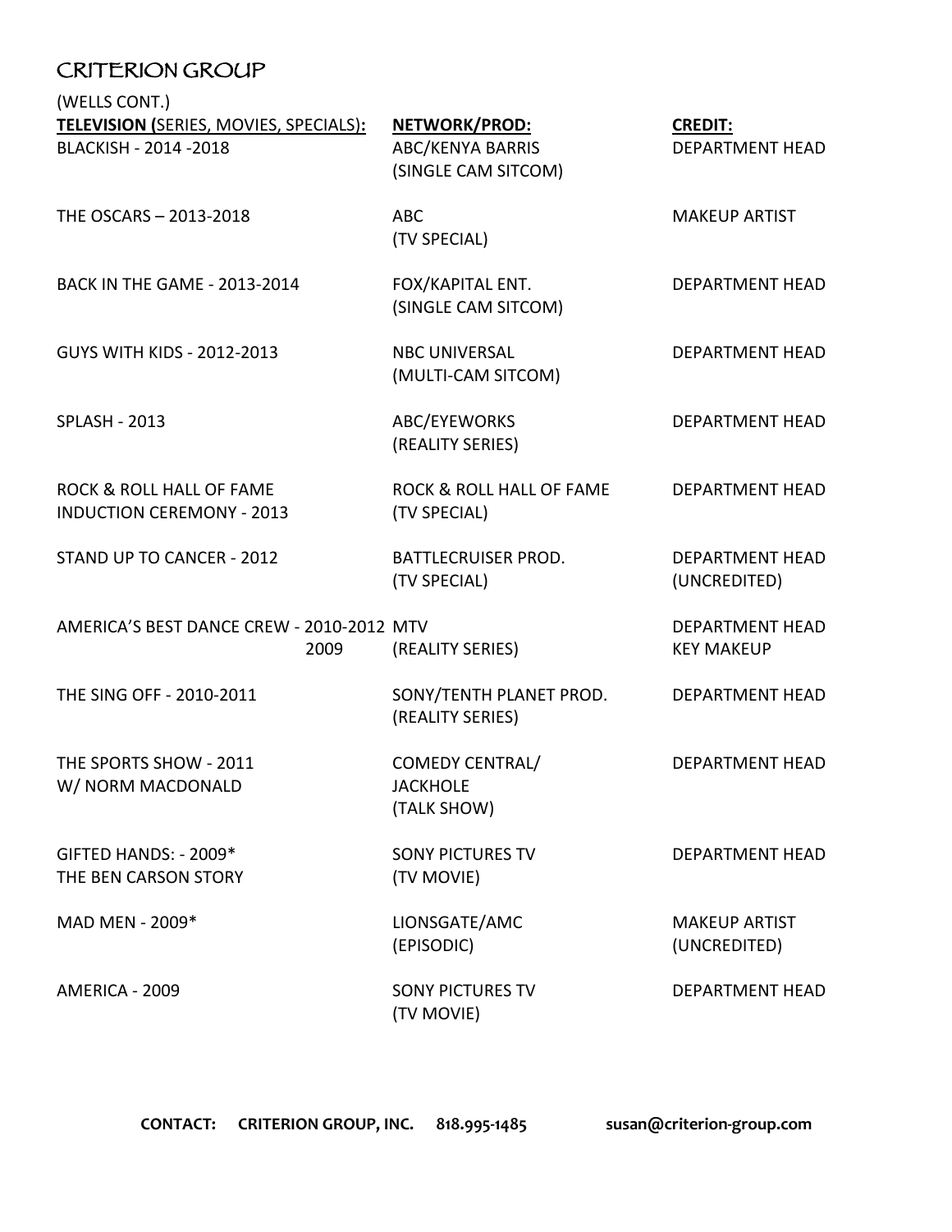# CRITERION GROUP

(WELLS CONT.)

| TELEVISION (SERIES, MOVIES, SPECIALS): | NETWORK/PROD: | CREDIT: |
|---|---|---|
| BLACKISH - 2014 -2018 | ABC/KENYA BARRIS (SINGLE CAM SITCOM) | DEPARTMENT HEAD |
| THE OSCARS – 2013-2018 | ABC (TV SPECIAL) | MAKEUP ARTIST |
| BACK IN THE GAME - 2013-2014 | FOX/KAPITAL ENT. (SINGLE CAM SITCOM) | DEPARTMENT HEAD |
| GUYS WITH KIDS - 2012-2013 | NBC UNIVERSAL (MULTI-CAM SITCOM) | DEPARTMENT HEAD |
| SPLASH - 2013 | ABC/EYEWORKS (REALITY SERIES) | DEPARTMENT HEAD |
| ROCK & ROLL HALL OF FAME INDUCTION CEREMONY - 2013 | ROCK & ROLL HALL OF FAME (TV SPECIAL) | DEPARTMENT HEAD |
| STAND UP TO CANCER - 2012 | BATTLECRUISER PROD. (TV SPECIAL) | DEPARTMENT HEAD (UNCREDITED) |
| AMERICA'S BEST DANCE CREW - 2010-2012 | MTV | DEPARTMENT HEAD |
| 2009 | (REALITY SERIES) | KEY MAKEUP |
| THE SING OFF - 2010-2011 | SONY/TENTH PLANET PROD. (REALITY SERIES) | DEPARTMENT HEAD |
| THE SPORTS SHOW - 2011 W/ NORM MACDONALD | COMEDY CENTRAL/ JACKHOLE (TALK SHOW) | DEPARTMENT HEAD |
| GIFTED HANDS: - 2009* THE BEN CARSON STORY | SONY PICTURES TV (TV MOVIE) | DEPARTMENT HEAD |
| MAD MEN - 2009* | LIONSGATE/AMC (EPISODIC) | MAKEUP ARTIST (UNCREDITED) |
| AMERICA - 2009 | SONY PICTURES TV (TV MOVIE) | DEPARTMENT HEAD |

**CONTACT: CRITERION GROUP, INC. 818.995-1485 susan@criterion-group.com**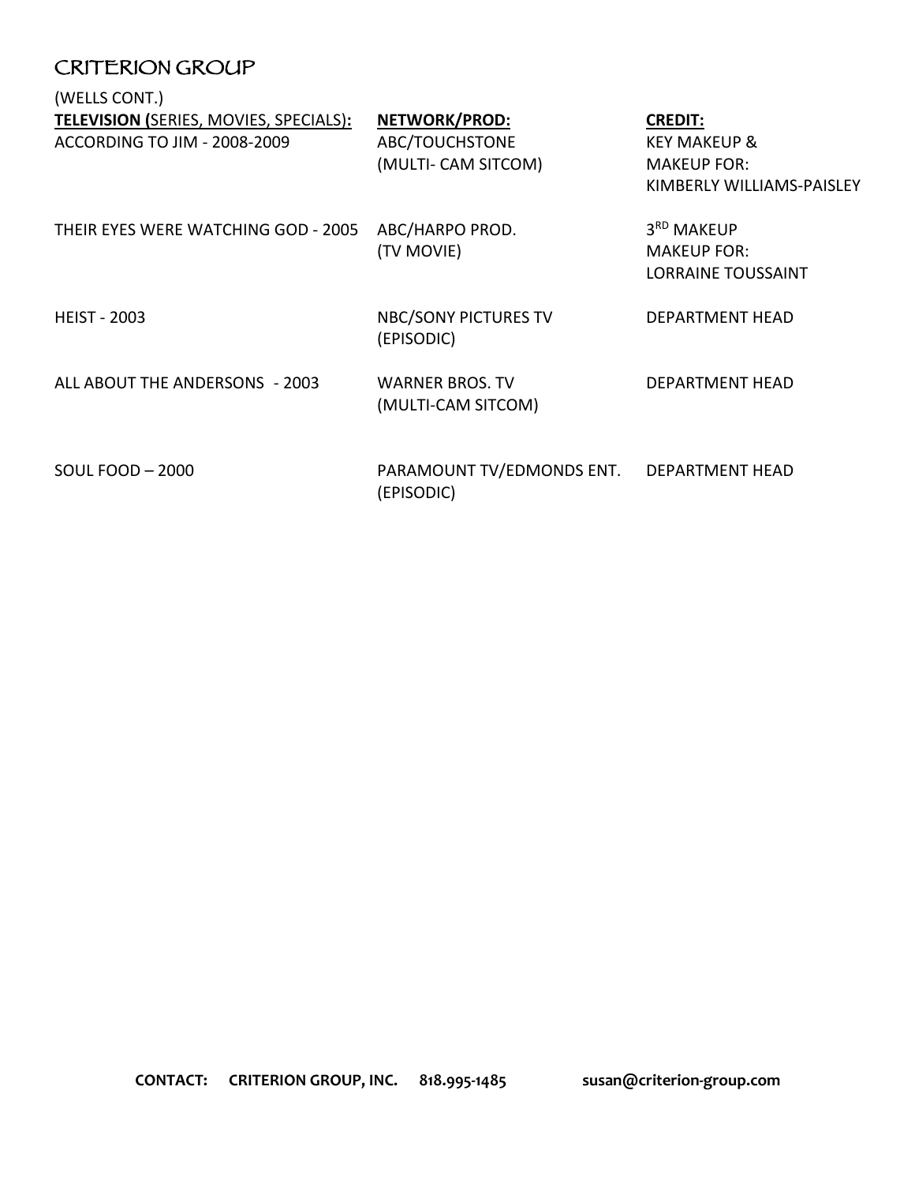# CRITERION GROUP

(WELLS CONT.)

| TELEVISION (SERIES, MOVIES, SPECIALS): | NETWORK/PROD: | CREDIT: |
|---|---|---|
| ACCORDING TO JIM - 2008-2009 | ABC/TOUCHSTONE (MULTI- CAM SITCOM) | KEY MAKEUP & MAKEUP FOR: KIMBERLY WILLIAMS-PAISLEY |
| THEIR EYES WERE WATCHING GOD - 2005 | ABC/HARPO PROD. (TV MOVIE) | 3RD MAKEUP MAKEUP FOR: LORRAINE TOUSSAINT |
| HEIST - 2003 | NBC/SONY PICTURES TV (EPISODIC) | DEPARTMENT HEAD |
| ALL ABOUT THE ANDERSONS - 2003 | WARNER BROS. TV (MULTI-CAM SITCOM) | DEPARTMENT HEAD |
| SOUL FOOD – 2000 | PARAMOUNT TV/EDMONDS ENT. (EPISODIC) | DEPARTMENT HEAD |

**CONTACT: CRITERION GROUP, INC. 818.995-1485 susan@criterion-group.com**